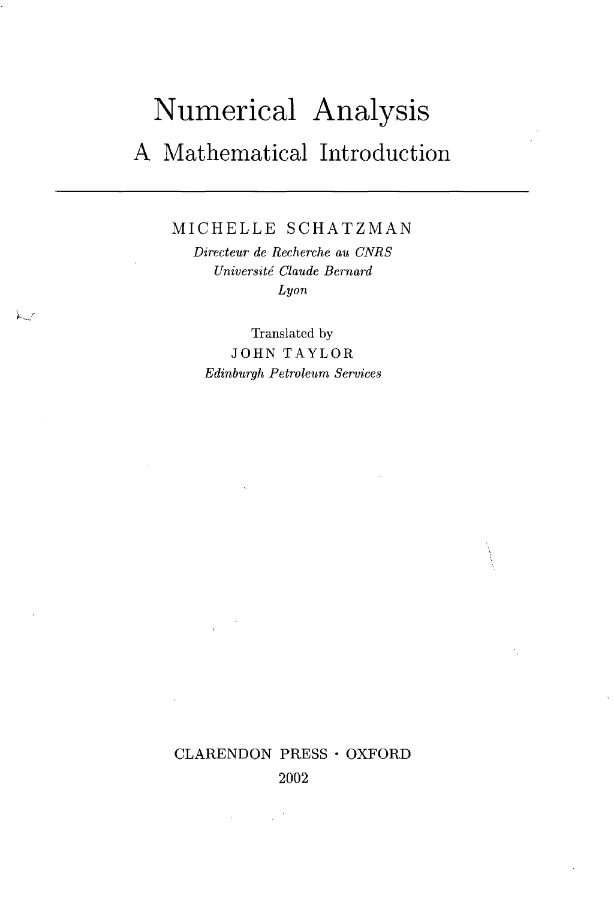# Numerical Analysis

## A Mathematical Introduction

MICHELLE SCHATZMAN

*Directeur de Recherche au CNRS*

*Université Claude Bernard*

*Lyon*

Translated by

JOHN TAYLOR

*Edinburgh Petroleum Services*

CLARENDON PRESS · OXFORD

2002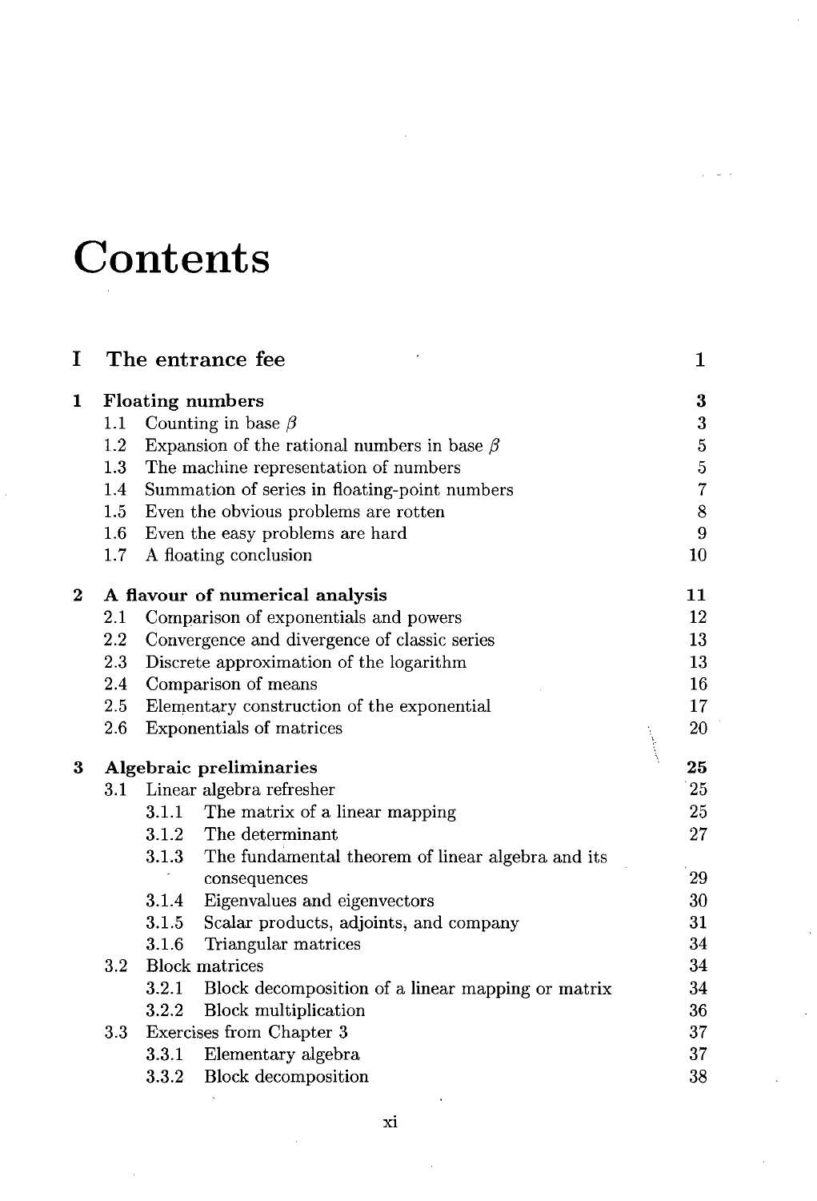# Contents

| | | |
|---|---|---|
| **I** | **The entrance fee** | **1** |
| **1** | **Floating numbers** | **3** |
| 1.1 | Counting in base $\beta$ | 3 |
| 1.2 | Expansion of the rational numbers in base $\beta$ | 5 |
| 1.3 | The machine representation of numbers | 5 |
| 1.4 | Summation of series in floating-point numbers | 7 |
| 1.5 | Even the obvious problems are rotten | 8 |
| 1.6 | Even the easy problems are hard | 9 |
| 1.7 | A floating conclusion | 10 |
| **2** | **A flavour of numerical analysis** | **11** |
| 2.1 | Comparison of exponentials and powers | 12 |
| 2.2 | Convergence and divergence of classic series | 13 |
| 2.3 | Discrete approximation of the logarithm | 13 |
| 2.4 | Comparison of means | 16 |
| 2.5 | Elementary construction of the exponential | 17 |
| 2.6 | Exponentials of matrices | 20 |
| **3** | **Algebraic preliminaries** | **25** |
| 3.1 | Linear algebra refresher | 25 |
| 3.1.1 | The matrix of a linear mapping | 25 |
| 3.1.2 | The determinant | 27 |
| 3.1.3 | The fundamental theorem of linear algebra and its consequences | 29 |
| 3.1.4 | Eigenvalues and eigenvectors | 30 |
| 3.1.5 | Scalar products, adjoints, and company | 31 |
| 3.1.6 | Triangular matrices | 34 |
| 3.2 | Block matrices | 34 |
| 3.2.1 | Block decomposition of a linear mapping or matrix | 34 |
| 3.2.2 | Block multiplication | 36 |
| 3.3 | Exercises from Chapter 3 | 37 |
| 3.3.1 | Elementary algebra | 37 |
| 3.3.2 | Block decomposition | 38 |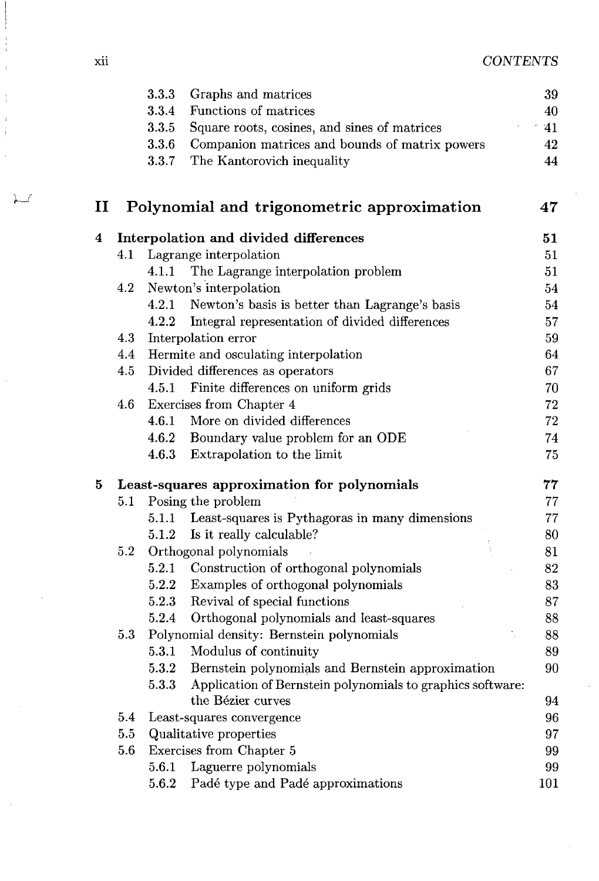| | | |
|---|---|---|
| 3.3.3 | Graphs and matrices | 39 |
| 3.3.4 | Functions of matrices | 40 |
| 3.3.5 | Square roots, cosines, and sines of matrices | 41 |
| 3.3.6 | Companion matrices and bounds of matrix powers | 42 |
| 3.3.7 | The Kantorovich inequality | 44 |

# II Polynomial and trigonometric approximation — 47

## 4 Interpolation and divided differences — 51

- 4.1 Lagrange interpolation — 51
  - 4.1.1 The Lagrange interpolation problem — 51
- 4.2 Newton's interpolation — 54
  - 4.2.1 Newton's basis is better than Lagrange's basis — 54
  - 4.2.2 Integral representation of divided differences — 57
- 4.3 Interpolation error — 59
- 4.4 Hermite and osculating interpolation — 64
- 4.5 Divided differences as operators — 67
  - 4.5.1 Finite differences on uniform grids — 70
- 4.6 Exercises from Chapter 4 — 72
  - 4.6.1 More on divided differences — 72
  - 4.6.2 Boundary value problem for an ODE — 74
  - 4.6.3 Extrapolation to the limit — 75

## 5 Least-squares approximation for polynomials — 77

- 5.1 Posing the problem — 77
  - 5.1.1 Least-squares is Pythagoras in many dimensions — 77
  - 5.1.2 Is it really calculable? — 80
- 5.2 Orthogonal polynomials — 81
  - 5.2.1 Construction of orthogonal polynomials — 82
  - 5.2.2 Examples of orthogonal polynomials — 83
  - 5.2.3 Revival of special functions — 87
  - 5.2.4 Orthogonal polynomials and least-squares — 88
- 5.3 Polynomial density: Bernstein polynomials — 88
  - 5.3.1 Modulus of continuity — 89
  - 5.3.2 Bernstein polynomials and Bernstein approximation — 90
  - 5.3.3 Application of Bernstein polynomials to graphics software: the Bézier curves — 94
- 5.4 Least-squares convergence — 96
- 5.5 Qualitative properties — 97
- 5.6 Exercises from Chapter 5 — 99
  - 5.6.1 Laguerre polynomials — 99
  - 5.6.2 Padé type and Padé approximations — 101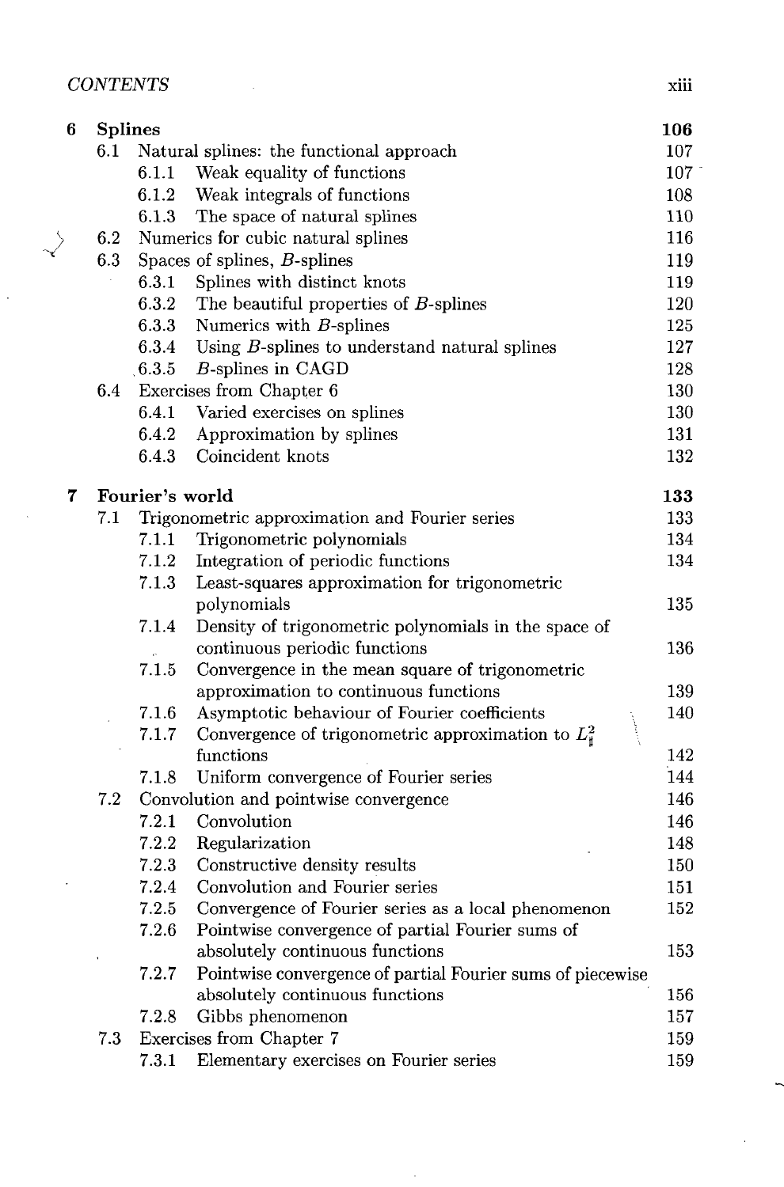| | | | |
|---|---|---|---|
| **6** | **Splines** | | **106** |
| | 6.1 | Natural splines: the functional approach | 107 |
| | | 6.1.1 Weak equality of functions | 107 |
| | | 6.1.2 Weak integrals of functions | 108 |
| | | 6.1.3 The space of natural splines | 110 |
| | 6.2 | Numerics for cubic natural splines | 116 |
| | 6.3 | Spaces of splines, $B$-splines | 119 |
| | | 6.3.1 Splines with distinct knots | 119 |
| | | 6.3.2 The beautiful properties of $B$-splines | 120 |
| | | 6.3.3 Numerics with $B$-splines | 125 |
| | | 6.3.4 Using $B$-splines to understand natural splines | 127 |
| | | 6.3.5 $B$-splines in CAGD | 128 |
| | 6.4 | Exercises from Chapter 6 | 130 |
| | | 6.4.1 Varied exercises on splines | 130 |
| | | 6.4.2 Approximation by splines | 131 |
| | | 6.4.3 Coincident knots | 132 |
| **7** | **Fourier's world** | | **133** |
| | 7.1 | Trigonometric approximation and Fourier series | 133 |
| | | 7.1.1 Trigonometric polynomials | 134 |
| | | 7.1.2 Integration of periodic functions | 134 |
| | | 7.1.3 Least-squares approximation for trigonometric polynomials | 135 |
| | | 7.1.4 Density of trigonometric polynomials in the space of continuous periodic functions | 136 |
| | | 7.1.5 Convergence in the mean square of trigonometric approximation to continuous functions | 139 |
| | | 7.1.6 Asymptotic behaviour of Fourier coefficients | 140 |
| | | 7.1.7 Convergence of trigonometric approximation to $L^2_\sharp$ functions | 142 |
| | | 7.1.8 Uniform convergence of Fourier series | 144 |
| | 7.2 | Convolution and pointwise convergence | 146 |
| | | 7.2.1 Convolution | 146 |
| | | 7.2.2 Regularization | 148 |
| | | 7.2.3 Constructive density results | 150 |
| | | 7.2.4 Convolution and Fourier series | 151 |
| | | 7.2.5 Convergence of Fourier series as a local phenomenon | 152 |
| | | 7.2.6 Pointwise convergence of partial Fourier sums of absolutely continuous functions | 153 |
| | | 7.2.7 Pointwise convergence of partial Fourier sums of piecewise absolutely continuous functions | 156 |
| | | 7.2.8 Gibbs phenomenon | 157 |
| | 7.3 | Exercises from Chapter 7 | 159 |
| | | 7.3.1 Elementary exercises on Fourier series | 159 |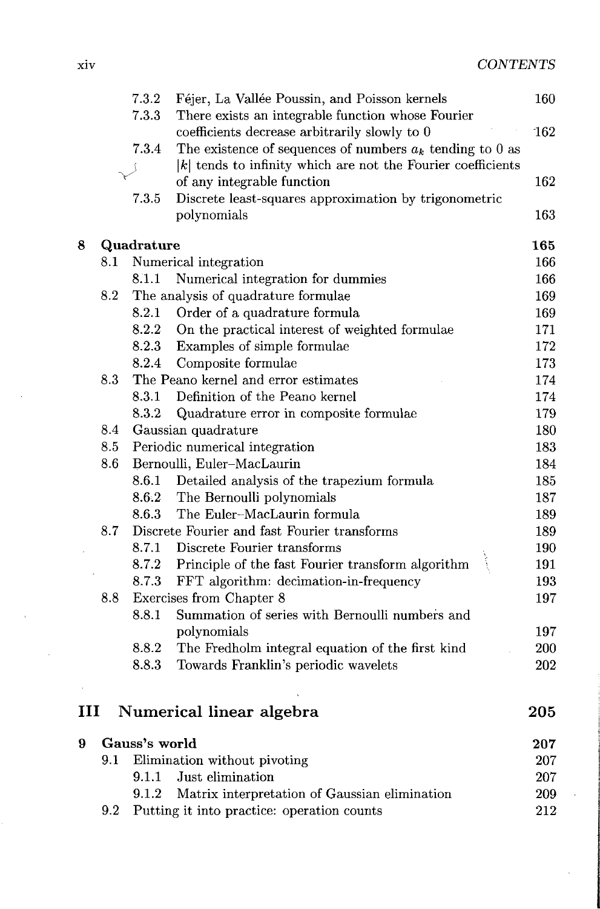| | | | |
|---|---|---|---|
| | 7.3.2 | Féjer, La Vallée Poussin, and Poisson kernels | 160 |
| | 7.3.3 | There exists an integrable function whose Fourier coefficients decrease arbitrarily slowly to 0 | 162 |
| | 7.3.4 | The existence of sequences of numbers $a_k$ tending to 0 as $\|k\|$ tends to infinity which are not the Fourier coefficients of any integrable function | 162 |
| | 7.3.5 | Discrete least-squares approximation by trigonometric polynomials | 163 |
| **8** | **Quadrature** | | **165** |
| 8.1 | Numerical integration | | 166 |
| | 8.1.1 | Numerical integration for dummies | 166 |
| 8.2 | The analysis of quadrature formulae | | 169 |
| | 8.2.1 | Order of a quadrature formula | 169 |
| | 8.2.2 | On the practical interest of weighted formulae | 171 |
| | 8.2.3 | Examples of simple formulae | 172 |
| | 8.2.4 | Composite formulae | 173 |
| 8.3 | The Peano kernel and error estimates | | 174 |
| | 8.3.1 | Definition of the Peano kernel | 174 |
| | 8.3.2 | Quadrature error in composite formulae | 179 |
| 8.4 | Gaussian quadrature | | 180 |
| 8.5 | Periodic numerical integration | | 183 |
| 8.6 | Bernoulli, Euler–MacLaurin | | 184 |
| | 8.6.1 | Detailed analysis of the trapezium formula | 185 |
| | 8.6.2 | The Bernoulli polynomials | 187 |
| | 8.6.3 | The Euler–MacLaurin formula | 189 |
| 8.7 | Discrete Fourier and fast Fourier transforms | | 189 |
| | 8.7.1 | Discrete Fourier transforms | 190 |
| | 8.7.2 | Principle of the fast Fourier transform algorithm | 191 |
| | 8.7.3 | FFT algorithm: decimation-in-frequency | 193 |
| 8.8 | Exercises from Chapter 8 | | 197 |
| | 8.8.1 | Summation of series with Bernoulli numbers and polynomials | 197 |
| | 8.8.2 | The Fredholm integral equation of the first kind | 200 |
| | 8.8.3 | Towards Franklin's periodic wavelets | 202 |

# III Numerical linear algebra — 205

| | | | |
|---|---|---|---|
| **9** | **Gauss's world** | | **207** |
| 9.1 | Elimination without pivoting | | 207 |
| | 9.1.1 | Just elimination | 207 |
| | 9.1.2 | Matrix interpretation of Gaussian elimination | 209 |
| 9.2 | Putting it into practice: operation counts | | 212 |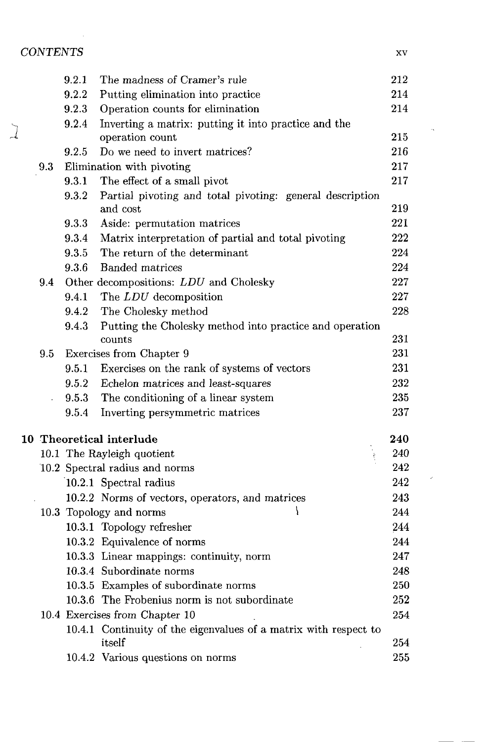- 9.2.1 The madness of Cramer's rule 212
- 9.2.2 Putting elimination into practice 214
- 9.2.3 Operation counts for elimination 214
- 9.2.4 Inverting a matrix: putting it into practice and the operation count 215
- 9.2.5 Do we need to invert matrices? 216

9.3 Elimination with pivoting 217

- 9.3.1 The effect of a small pivot 217
- 9.3.2 Partial pivoting and total pivoting: general description and cost 219
- 9.3.3 Aside: permutation matrices 221
- 9.3.4 Matrix interpretation of partial and total pivoting 222
- 9.3.5 The return of the determinant 224
- 9.3.6 Banded matrices 224

9.4 Other decompositions: $LDU$ and Cholesky 227

- 9.4.1 The $LDU$ decomposition 227
- 9.4.2 The Cholesky method 228
- 9.4.3 Putting the Cholesky method into practice and operation counts 231

9.5 Exercises from Chapter 9 231

- 9.5.1 Exercises on the rank of systems of vectors 231
- 9.5.2 Echelon matrices and least-squares 232
- 9.5.3 The conditioning of a linear system 235
- 9.5.4 Inverting persymmetric matrices 237

**10 Theoretical interlude 240**

10.1 The Rayleigh quotient 240

10.2 Spectral radius and norms 242

- 10.2.1 Spectral radius 242
- 10.2.2 Norms of vectors, operators, and matrices 243

10.3 Topology and norms 244

- 10.3.1 Topology refresher 244
- 10.3.2 Equivalence of norms 244
- 10.3.3 Linear mappings: continuity, norm 247
- 10.3.4 Subordinate norms 248
- 10.3.5 Examples of subordinate norms 250
- 10.3.6 The Frobenius norm is not subordinate 252

10.4 Exercises from Chapter 10 254

- 10.4.1 Continuity of the eigenvalues of a matrix with respect to itself 254
- 10.4.2 Various questions on norms 255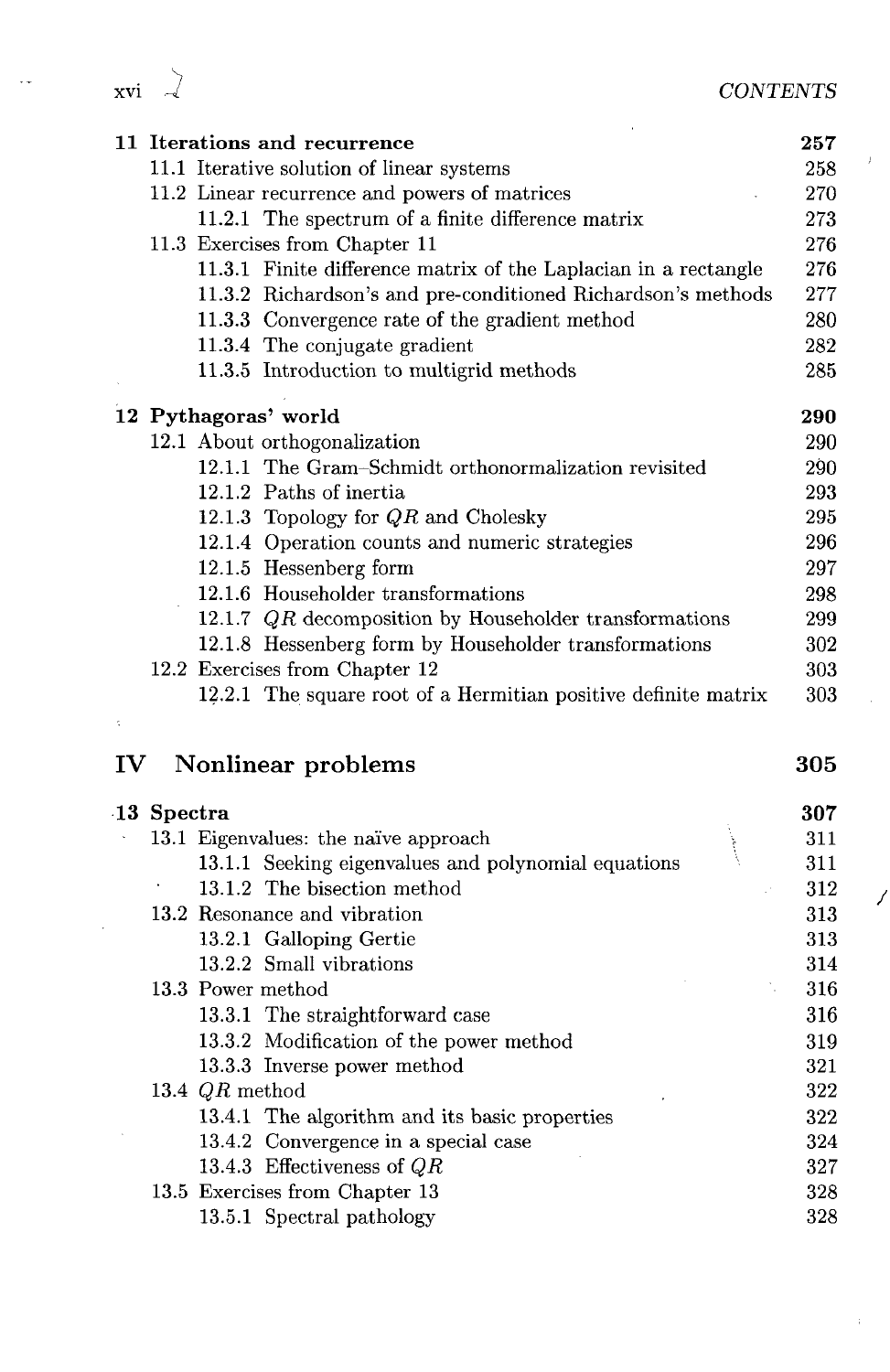| | |
|---|---|
| **11 Iterations and recurrence** | **257** |
| 11.1 Iterative solution of linear systems | 258 |
| 11.2 Linear recurrence and powers of matrices | 270 |
| 11.2.1 The spectrum of a finite difference matrix | 273 |
| 11.3 Exercises from Chapter 11 | 276 |
| 11.3.1 Finite difference matrix of the Laplacian in a rectangle | 276 |
| 11.3.2 Richardson's and pre-conditioned Richardson's methods | 277 |
| 11.3.3 Convergence rate of the gradient method | 280 |
| 11.3.4 The conjugate gradient | 282 |
| 11.3.5 Introduction to multigrid methods | 285 |
| **12 Pythagoras' world** | **290** |
| 12.1 About orthogonalization | 290 |
| 12.1.1 The Gram–Schmidt orthonormalization revisited | 290 |
| 12.1.2 Paths of inertia | 293 |
| 12.1.3 Topology for $QR$ and Cholesky | 295 |
| 12.1.4 Operation counts and numeric strategies | 296 |
| 12.1.5 Hessenberg form | 297 |
| 12.1.6 Householder transformations | 298 |
| 12.1.7 $QR$ decomposition by Householder transformations | 299 |
| 12.1.8 Hessenberg form by Householder transformations | 302 |
| 12.2 Exercises from Chapter 12 | 303 |
| 12.2.1 The square root of a Hermitian positive definite matrix | 303 |

# IV Nonlinear problems — 305

| | |
|---|---|
| **13 Spectra** | **307** |
| 13.1 Eigenvalues: the naïve approach | 311 |
| 13.1.1 Seeking eigenvalues and polynomial equations | 311 |
| 13.1.2 The bisection method | 312 |
| 13.2 Resonance and vibration | 313 |
| 13.2.1 Galloping Gertie | 313 |
| 13.2.2 Small vibrations | 314 |
| 13.3 Power method | 316 |
| 13.3.1 The straightforward case | 316 |
| 13.3.2 Modification of the power method | 319 |
| 13.3.3 Inverse power method | 321 |
| 13.4 $QR$ method | 322 |
| 13.4.1 The algorithm and its basic properties | 322 |
| 13.4.2 Convergence in a special case | 324 |
| 13.4.3 Effectiveness of $QR$ | 327 |
| 13.5 Exercises from Chapter 13 | 328 |
| 13.5.1 Spectral pathology | 328 |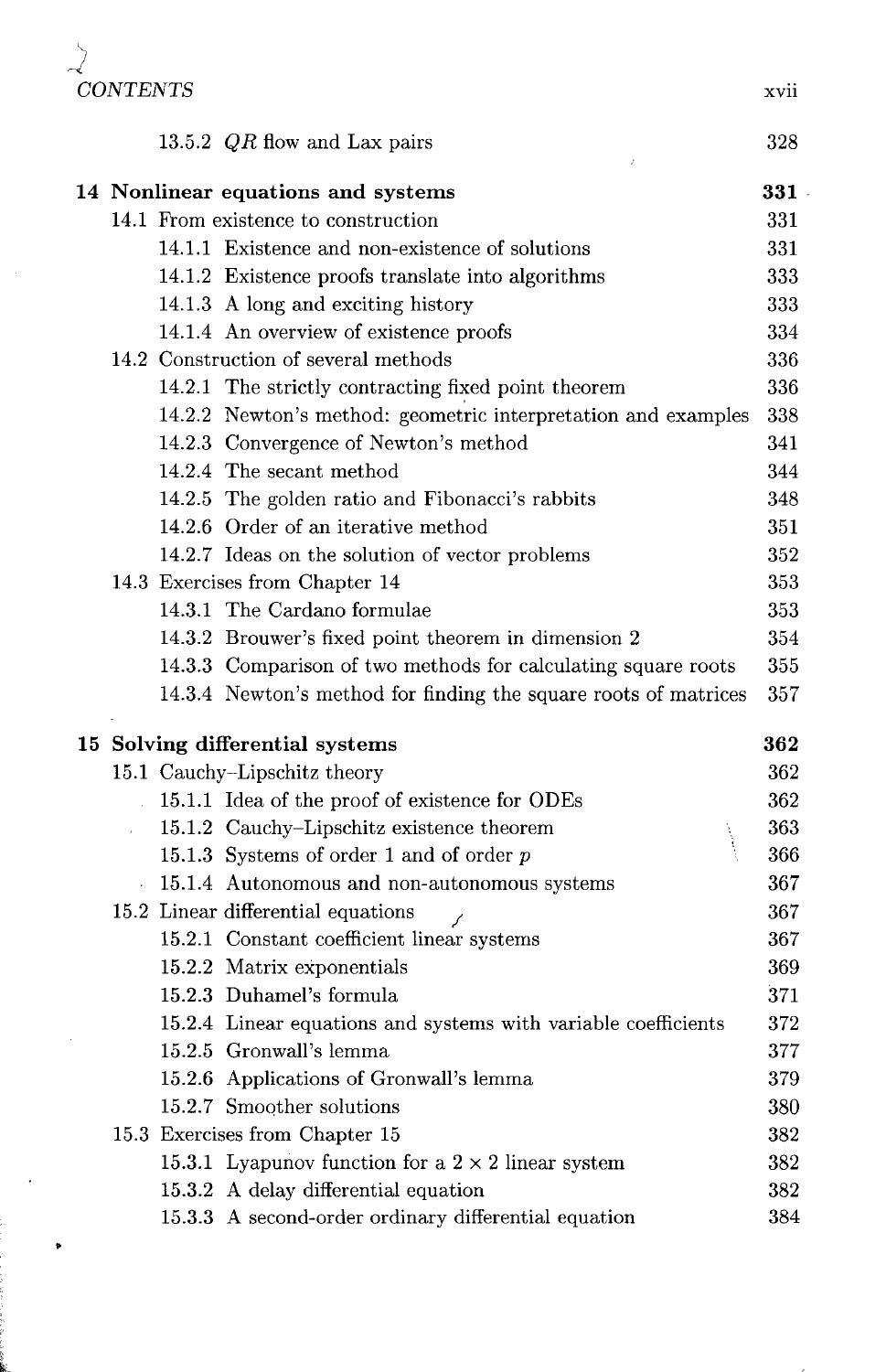13.5.2 $QR$ flow and Lax pairs 328

**14 Nonlinear equations and systems** **331**

14.1 From existence to construction 331

14.1.1 Existence and non-existence of solutions 331

14.1.2 Existence proofs translate into algorithms 333

14.1.3 A long and exciting history 333

14.1.4 An overview of existence proofs 334

14.2 Construction of several methods 336

14.2.1 The strictly contracting fixed point theorem 336

14.2.2 Newton's method: geometric interpretation and examples 338

14.2.3 Convergence of Newton's method 341

14.2.4 The secant method 344

14.2.5 The golden ratio and Fibonacci's rabbits 348

14.2.6 Order of an iterative method 351

14.2.7 Ideas on the solution of vector problems 352

14.3 Exercises from Chapter 14 353

14.3.1 The Cardano formulae 353

14.3.2 Brouwer's fixed point theorem in dimension 2 354

14.3.3 Comparison of two methods for calculating square roots 355

14.3.4 Newton's method for finding the square roots of matrices 357

**15 Solving differential systems** **362**

15.1 Cauchy–Lipschitz theory 362

15.1.1 Idea of the proof of existence for ODEs 362

15.1.2 Cauchy–Lipschitz existence theorem 363

15.1.3 Systems of order 1 and of order $p$ 366

15.1.4 Autonomous and non-autonomous systems 367

15.2 Linear differential equations 367

15.2.1 Constant coefficient linear systems 367

15.2.2 Matrix exponentials 369

15.2.3 Duhamel's formula 371

15.2.4 Linear equations and systems with variable coefficients 372

15.2.5 Gronwall's lemma 377

15.2.6 Applications of Gronwall's lemma 379

15.2.7 Smoother solutions 380

15.3 Exercises from Chapter 15 382

15.3.1 Lyapunov function for a $2 \times 2$ linear system 382

15.3.2 A delay differential equation 382

15.3.3 A second-order ordinary differential equation 384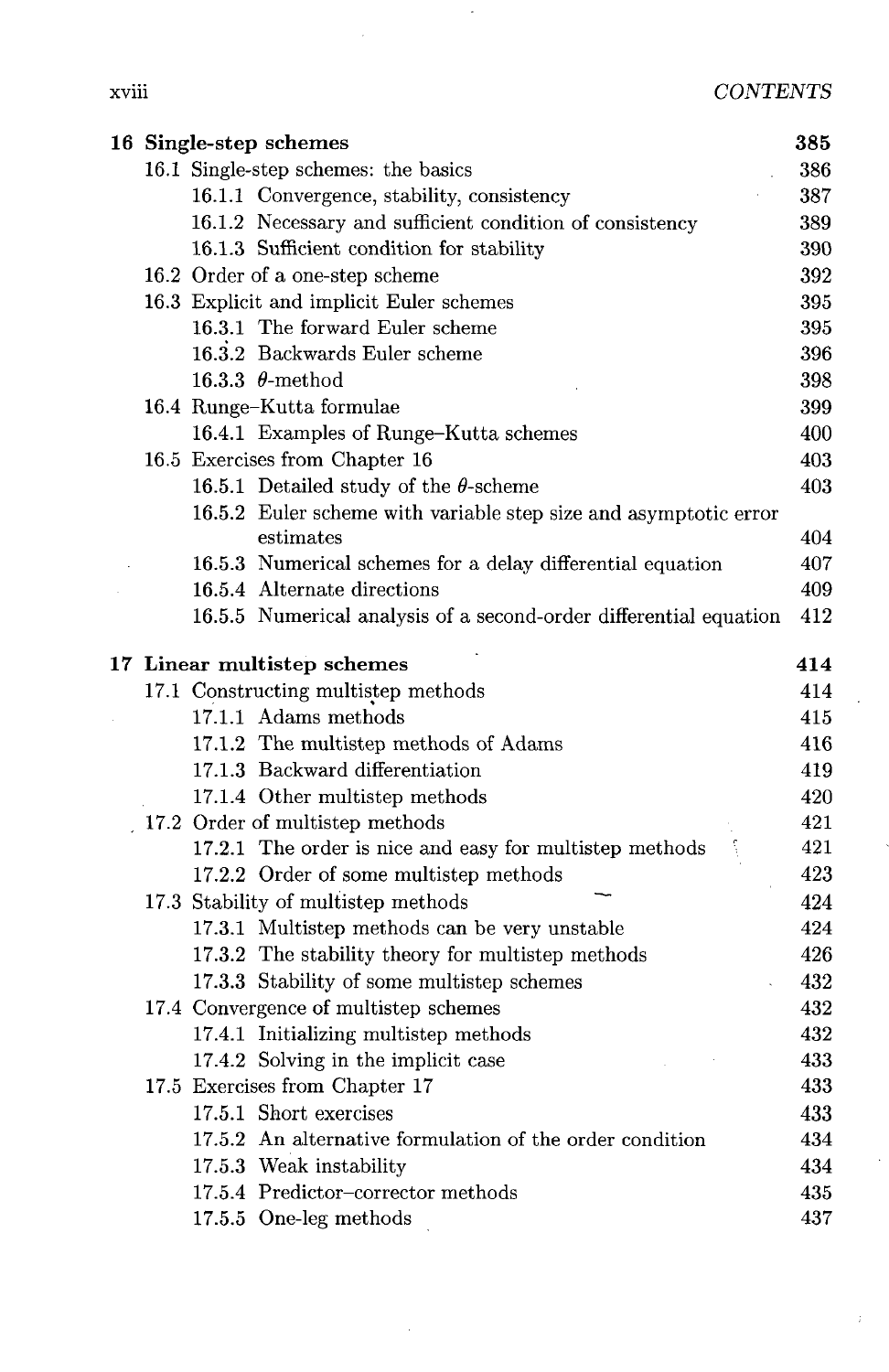| | |
|---|---|
| **16 Single-step schemes** | **385** |
| 16.1 Single-step schemes: the basics | 386 |
| 16.1.1 Convergence, stability, consistency | 387 |
| 16.1.2 Necessary and sufficient condition of consistency | 389 |
| 16.1.3 Sufficient condition for stability | 390 |
| 16.2 Order of a one-step scheme | 392 |
| 16.3 Explicit and implicit Euler schemes | 395 |
| 16.3.1 The forward Euler scheme | 395 |
| 16.3.2 Backwards Euler scheme | 396 |
| 16.3.3 $\theta$-method | 398 |
| 16.4 Runge–Kutta formulae | 399 |
| 16.4.1 Examples of Runge–Kutta schemes | 400 |
| 16.5 Exercises from Chapter 16 | 403 |
| 16.5.1 Detailed study of the $\theta$-scheme | 403 |
| 16.5.2 Euler scheme with variable step size and asymptotic error estimates | 404 |
| 16.5.3 Numerical schemes for a delay differential equation | 407 |
| 16.5.4 Alternate directions | 409 |
| 16.5.5 Numerical analysis of a second-order differential equation | 412 |
| **17 Linear multistep schemes** | **414** |
| 17.1 Constructing multistep methods | 414 |
| 17.1.1 Adams methods | 415 |
| 17.1.2 The multistep methods of Adams | 416 |
| 17.1.3 Backward differentiation | 419 |
| 17.1.4 Other multistep methods | 420 |
| 17.2 Order of multistep methods | 421 |
| 17.2.1 The order is nice and easy for multistep methods | 421 |
| 17.2.2 Order of some multistep methods | 423 |
| 17.3 Stability of multistep methods | 424 |
| 17.3.1 Multistep methods can be very unstable | 424 |
| 17.3.2 The stability theory for multistep methods | 426 |
| 17.3.3 Stability of some multistep schemes | 432 |
| 17.4 Convergence of multistep schemes | 432 |
| 17.4.1 Initializing multistep methods | 432 |
| 17.4.2 Solving in the implicit case | 433 |
| 17.5 Exercises from Chapter 17 | 433 |
| 17.5.1 Short exercises | 433 |
| 17.5.2 An alternative formulation of the order condition | 434 |
| 17.5.3 Weak instability | 434 |
| 17.5.4 Predictor–corrector methods | 435 |
| 17.5.5 One-leg methods | 437 |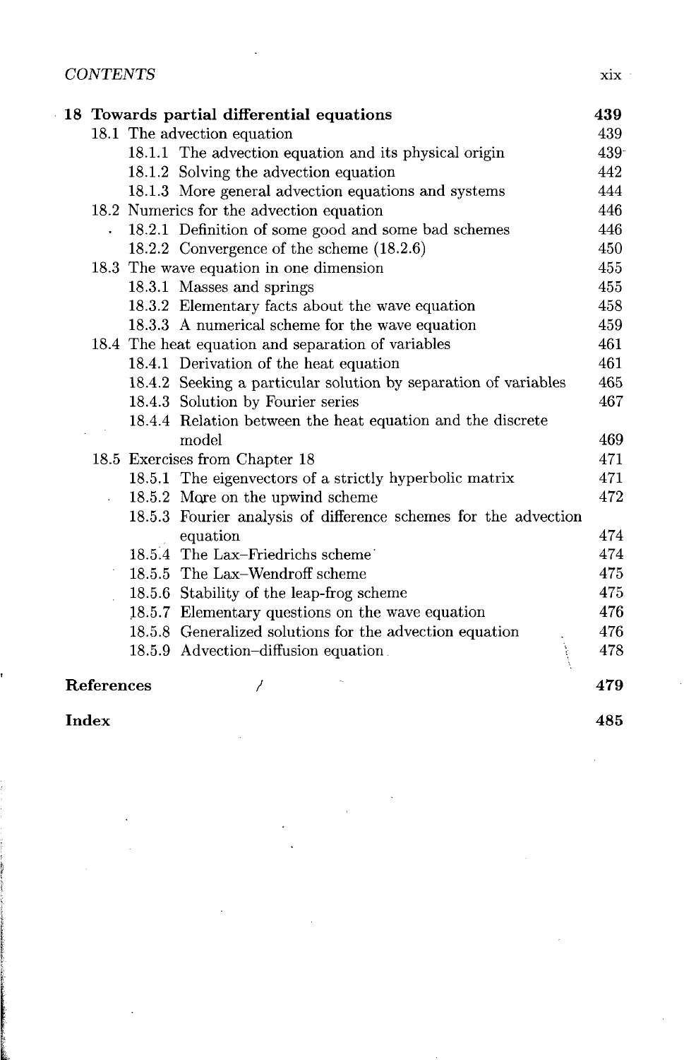**18 Towards partial differential equations** **439**

18.1 The advection equation 439

18.1.1 The advection equation and its physical origin 439

18.1.2 Solving the advection equation 442

18.1.3 More general advection equations and systems 444

18.2 Numerics for the advection equation 446

18.2.1 Definition of some good and some bad schemes 446

18.2.2 Convergence of the scheme (18.2.6) 450

18.3 The wave equation in one dimension 455

18.3.1 Masses and springs 455

18.3.2 Elementary facts about the wave equation 458

18.3.3 A numerical scheme for the wave equation 459

18.4 The heat equation and separation of variables 461

18.4.1 Derivation of the heat equation 461

18.4.2 Seeking a particular solution by separation of variables 465

18.4.3 Solution by Fourier series 467

18.4.4 Relation between the heat equation and the discrete model 469

18.5 Exercises from Chapter 18 471

18.5.1 The eigenvectors of a strictly hyperbolic matrix 471

18.5.2 More on the upwind scheme 472

18.5.3 Fourier analysis of difference schemes for the advection equation 474

18.5.4 The Lax–Friedrichs scheme 474

18.5.5 The Lax–Wendroff scheme 475

18.5.6 Stability of the leap-frog scheme 475

18.5.7 Elementary questions on the wave equation 476

18.5.8 Generalized solutions for the advection equation 476

18.5.9 Advection–diffusion equation 478

**References** **479**

**Index** **485**